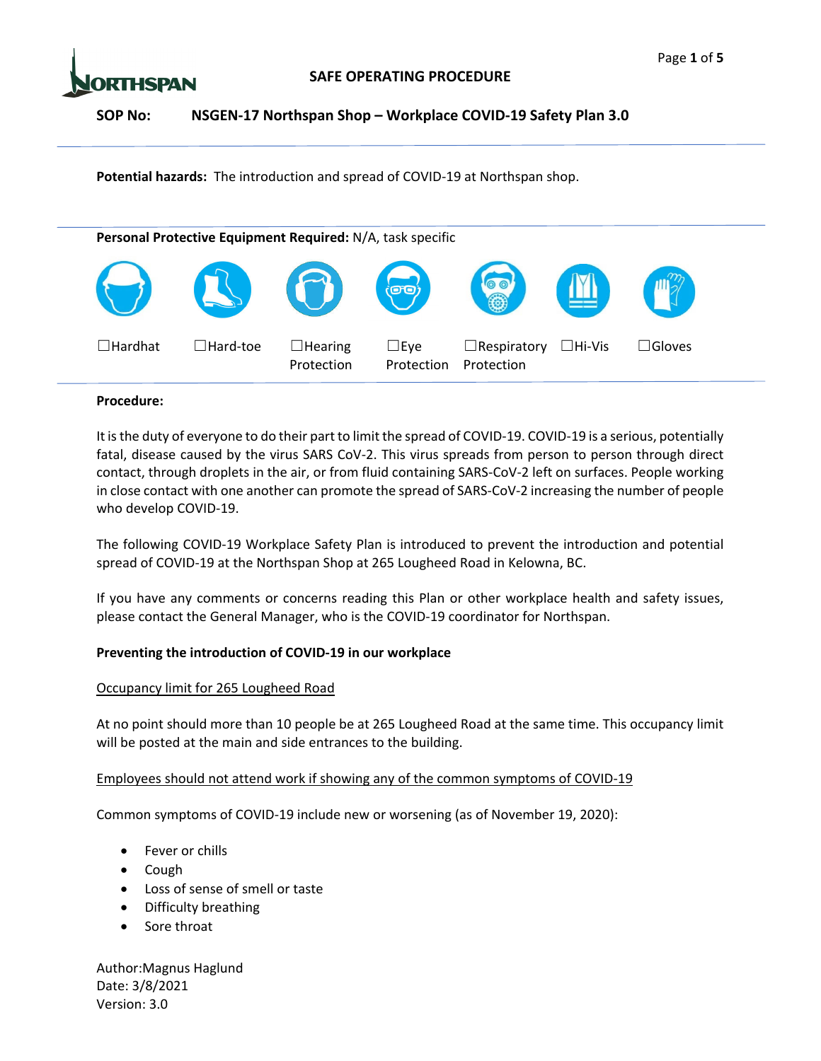**SAFE OPERATING PROCEDURE**

**SOP No: NSGEN-17 Northspan Shop – Workplace COVID-19 Safety Plan 3.0**

---

**Potential hazards:** The introduction and spread of COVID-19 at Northspan shop.

---

**Personal Protective Equipment Required:** N/A, task specific

☐Hardhat ☐Hard-toe ☐Hearing Protection ☐Eye Protection ☐Respiratory Protection ☐Hi-Vis ☐Gloves

---

**Procedure:**

It is the duty of everyone to do their part to limit the spread of COVID-19. COVID-19 is a serious, potentially fatal, disease caused by the virus SARS CoV-2. This virus spreads from person to person through direct contact, through droplets in the air, or from fluid containing SARS-CoV-2 left on surfaces. People working in close contact with one another can promote the spread of SARS-CoV-2 increasing the number of people who develop COVID-19.

The following COVID-19 Workplace Safety Plan is introduced to prevent the introduction and potential spread of COVID-19 at the Northspan Shop at 265 Lougheed Road in Kelowna, BC.

If you have any comments or concerns reading this Plan or other workplace health and safety issues, please contact the General Manager, who is the COVID-19 coordinator for Northspan.

**Preventing the introduction of COVID-19 in our workplace**

Occupancy limit for 265 Lougheed Road

At no point should more than 10 people be at 265 Lougheed Road at the same time. This occupancy limit will be posted at the main and side entrances to the building.

Employees should not attend work if showing any of the common symptoms of COVID-19

Common symptoms of COVID-19 include new or worsening (as of November 19, 2020):

- Fever or chills
- Cough
- Loss of sense of smell or taste
- Difficulty breathing
- Sore throat

Author:Magnus Haglund
Date: 3/8/2021
Version: 3.0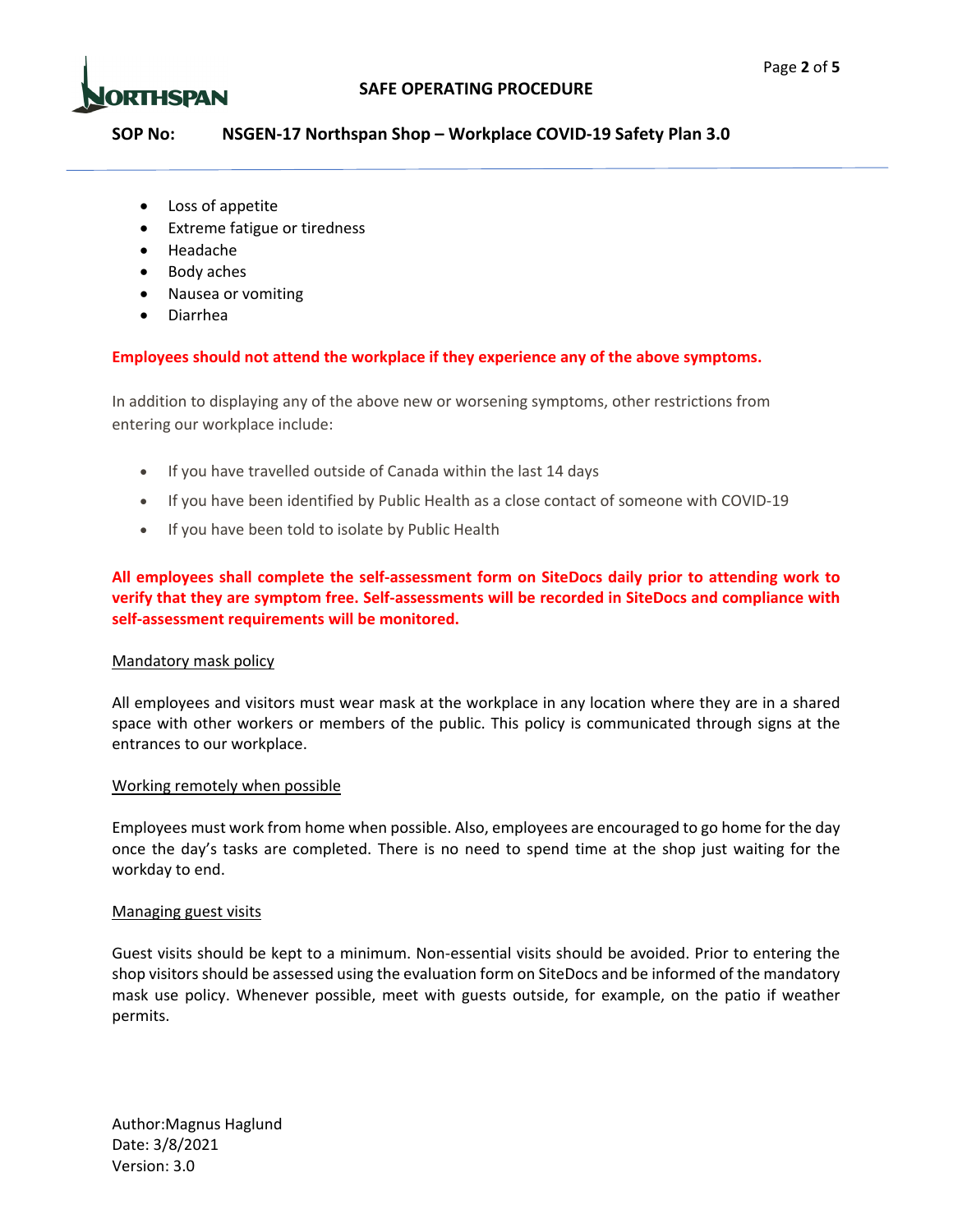- Loss of appetite
- Extreme fatigue or tiredness
- Headache
- Body aches
- Nausea or vomiting
- Diarrhea

**Employees should not attend the workplace if they experience any of the above symptoms.**

In addition to displaying any of the above new or worsening symptoms, other restrictions from entering our workplace include:

- If you have travelled outside of Canada within the last 14 days
- If you have been identified by Public Health as a close contact of someone with COVID-19
- If you have been told to isolate by Public Health

**All employees shall complete the self-assessment form on SiteDocs daily prior to attending work to verify that they are symptom free. Self-assessments will be recorded in SiteDocs and compliance with self-assessment requirements will be monitored.**

Mandatory mask policy

All employees and visitors must wear mask at the workplace in any location where they are in a shared space with other workers or members of the public. This policy is communicated through signs at the entrances to our workplace.

Working remotely when possible

Employees must work from home when possible. Also, employees are encouraged to go home for the day once the day's tasks are completed. There is no need to spend time at the shop just waiting for the workday to end.

Managing guest visits

Guest visits should be kept to a minimum. Non-essential visits should be avoided. Prior to entering the shop visitors should be assessed using the evaluation form on SiteDocs and be informed of the mandatory mask use policy. Whenever possible, meet with guests outside, for example, on the patio if weather permits.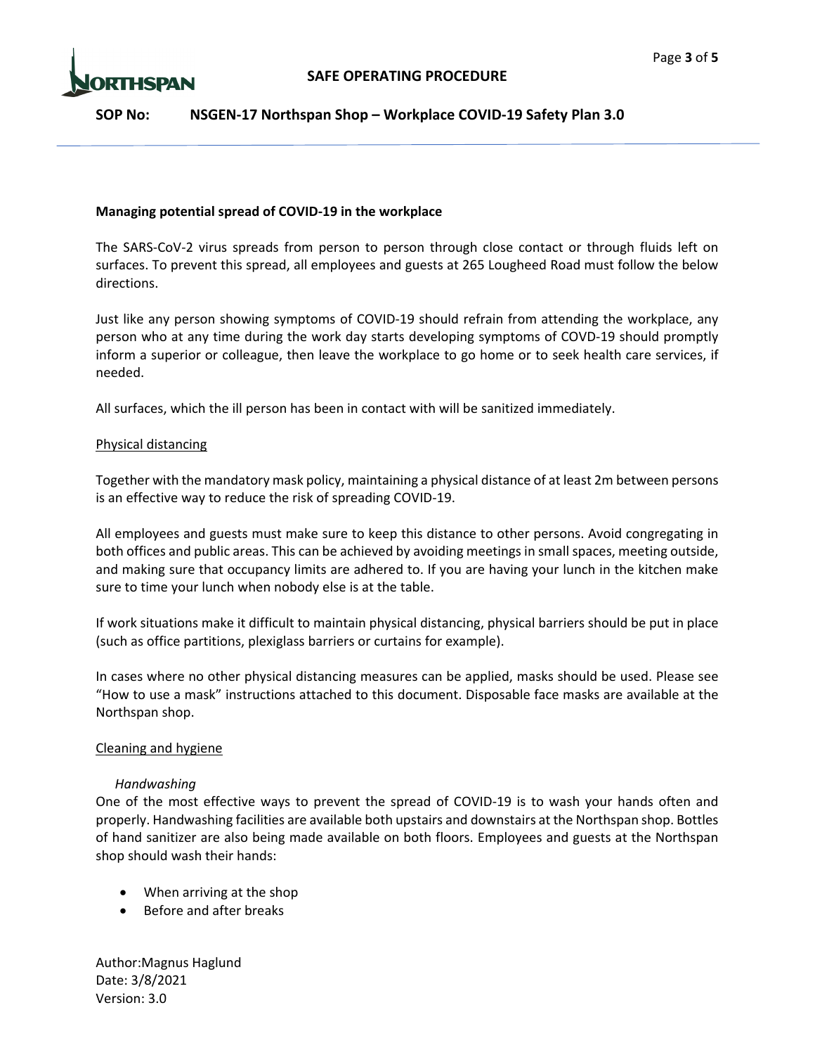**Managing potential spread of COVID-19 in the workplace**

The SARS-CoV-2 virus spreads from person to person through close contact or through fluids left on surfaces. To prevent this spread, all employees and guests at 265 Lougheed Road must follow the below directions.

Just like any person showing symptoms of COVID-19 should refrain from attending the workplace, any person who at any time during the work day starts developing symptoms of COVD-19 should promptly inform a superior or colleague, then leave the workplace to go home or to seek health care services, if needed.

All surfaces, which the ill person has been in contact with will be sanitized immediately.

<u>Physical distancing</u>

Together with the mandatory mask policy, maintaining a physical distance of at least 2m between persons is an effective way to reduce the risk of spreading COVID-19.

All employees and guests must make sure to keep this distance to other persons. Avoid congregating in both offices and public areas. This can be achieved by avoiding meetings in small spaces, meeting outside, and making sure that occupancy limits are adhered to. If you are having your lunch in the kitchen make sure to time your lunch when nobody else is at the table.

If work situations make it difficult to maintain physical distancing, physical barriers should be put in place (such as office partitions, plexiglass barriers or curtains for example).

In cases where no other physical distancing measures can be applied, masks should be used. Please see "How to use a mask" instructions attached to this document. Disposable face masks are available at the Northspan shop.

<u>Cleaning and hygiene</u>

*Handwashing*

One of the most effective ways to prevent the spread of COVID-19 is to wash your hands often and properly. Handwashing facilities are available both upstairs and downstairs at the Northspan shop. Bottles of hand sanitizer are also being made available on both floors. Employees and guests at the Northspan shop should wash their hands:

- When arriving at the shop
- Before and after breaks

Author:Magnus Haglund
Date: 3/8/2021
Version: 3.0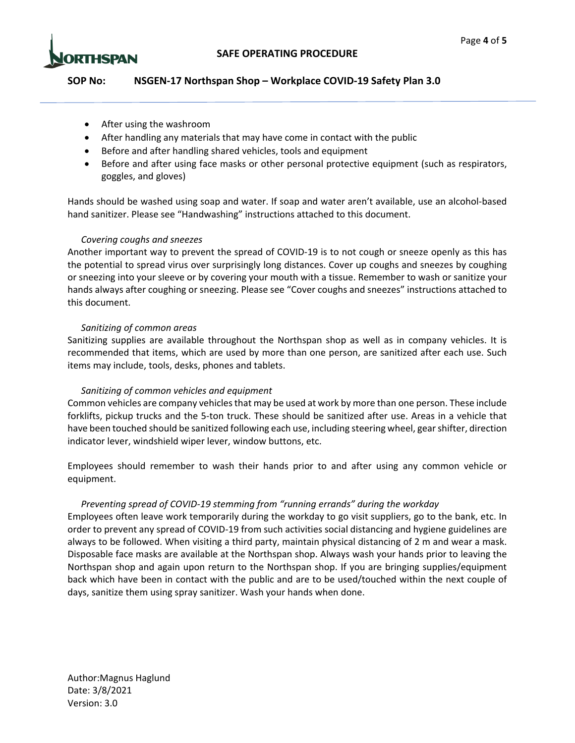- After using the washroom
- After handling any materials that may have come in contact with the public
- Before and after handling shared vehicles, tools and equipment
- Before and after using face masks or other personal protective equipment (such as respirators, goggles, and gloves)

Hands should be washed using soap and water. If soap and water aren't available, use an alcohol-based hand sanitizer. Please see "Handwashing" instructions attached to this document.

*Covering coughs and sneezes*

Another important way to prevent the spread of COVID-19 is to not cough or sneeze openly as this has the potential to spread virus over surprisingly long distances. Cover up coughs and sneezes by coughing or sneezing into your sleeve or by covering your mouth with a tissue. Remember to wash or sanitize your hands always after coughing or sneezing. Please see "Cover coughs and sneezes" instructions attached to this document.

*Sanitizing of common areas*

Sanitizing supplies are available throughout the Northspan shop as well as in company vehicles. It is recommended that items, which are used by more than one person, are sanitized after each use. Such items may include, tools, desks, phones and tablets.

*Sanitizing of common vehicles and equipment*

Common vehicles are company vehicles that may be used at work by more than one person. These include forklifts, pickup trucks and the 5-ton truck. These should be sanitized after use. Areas in a vehicle that have been touched should be sanitized following each use, including steering wheel, gear shifter, direction indicator lever, windshield wiper lever, window buttons, etc.

Employees should remember to wash their hands prior to and after using any common vehicle or equipment.

*Preventing spread of COVID-19 stemming from "running errands" during the workday*

Employees often leave work temporarily during the workday to go visit suppliers, go to the bank, etc. In order to prevent any spread of COVID-19 from such activities social distancing and hygiene guidelines are always to be followed. When visiting a third party, maintain physical distancing of 2 m and wear a mask. Disposable face masks are available at the Northspan shop. Always wash your hands prior to leaving the Northspan shop and again upon return to the Northspan shop. If you are bringing supplies/equipment back which have been in contact with the public and are to be used/touched within the next couple of days, sanitize them using spray sanitizer. Wash your hands when done.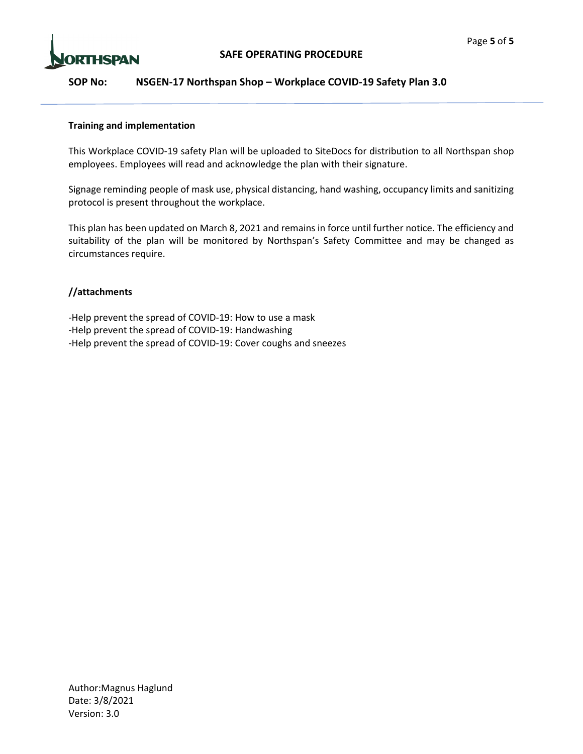**Training and implementation**

This Workplace COVID-19 safety Plan will be uploaded to SiteDocs for distribution to all Northspan shop employees. Employees will read and acknowledge the plan with their signature.

Signage reminding people of mask use, physical distancing, hand washing, occupancy limits and sanitizing protocol is present throughout the workplace.

This plan has been updated on March 8, 2021 and remains in force until further notice. The efficiency and suitability of the plan will be monitored by Northspan's Safety Committee and may be changed as circumstances require.

**//attachments**

-Help prevent the spread of COVID-19: How to use a mask
-Help prevent the spread of COVID-19: Handwashing
-Help prevent the spread of COVID-19: Cover coughs and sneezes